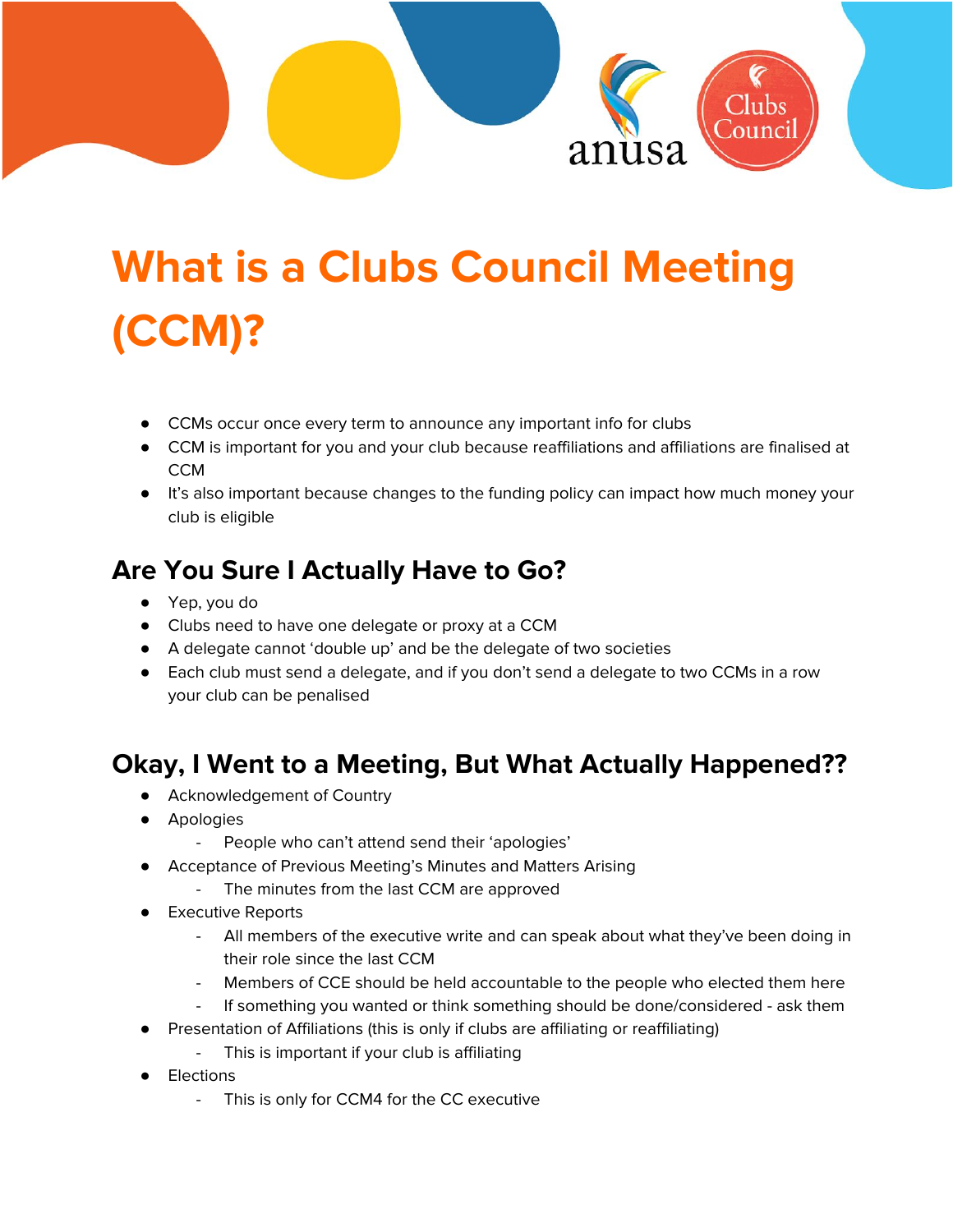# What is a Clubs Council Meeting (CCM)?

- CCMs occur once every term to announce any important info for clubs
- CCM is important for you and your club because reaffiliations and affiliations are finalised at CCM
- It's also important because changes to the funding policy can impact how much money your club is eligible

## Are You Sure I Actually Have to Go?

- Yep, you do
- Clubs need to have one delegate or proxy at a CCM
- A delegate cannot 'double up' and be the delegate of two societies
- Each club must send a delegate, and if you don't send a delegate to two CCMs in a row your club can be penalised

## Okay, I Went to a Meeting, But What Actually Happened??

- Acknowledgement of Country
- Apologies
  - People who can't attend send their 'apologies'
- Acceptance of Previous Meeting's Minutes and Matters Arising
  - The minutes from the last CCM are approved
- Executive Reports
  - All members of the executive write and can speak about what they've been doing in their role since the last CCM
  - Members of CCE should be held accountable to the people who elected them here
  - If something you wanted or think something should be done/considered - ask them
- Presentation of Affiliations (this is only if clubs are affiliating or reaffiliating)
  - This is important if your club is affiliating
- Elections
  - This is only for CCM4 for the CC executive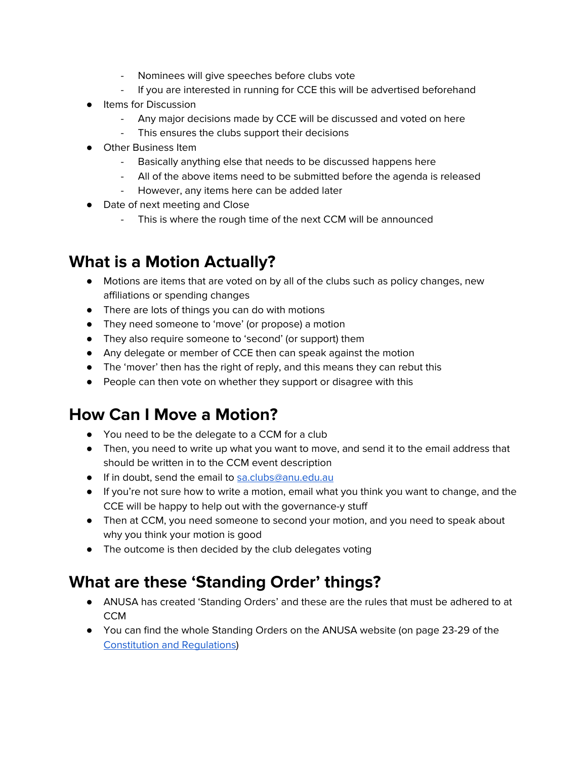- Nominees will give speeches before clubs vote
    - If you are interested in running for CCE this will be advertised beforehand
- Items for Discussion
    - Any major decisions made by CCE will be discussed and voted on here
    - This ensures the clubs support their decisions
- Other Business Item
    - Basically anything else that needs to be discussed happens here
    - All of the above items need to be submitted before the agenda is released
    - However, any items here can be added later
- Date of next meeting and Close
    - This is where the rough time of the next CCM will be announced

## What is a Motion Actually?

- Motions are items that are voted on by all of the clubs such as policy changes, new affiliations or spending changes
- There are lots of things you can do with motions
- They need someone to 'move' (or propose) a motion
- They also require someone to 'second' (or support) them
- Any delegate or member of CCE then can speak against the motion
- The 'mover' then has the right of reply, and this means they can rebut this
- People can then vote on whether they support or disagree with this

## How Can I Move a Motion?

- You need to be the delegate to a CCM for a club
- Then, you need to write up what you want to move, and send it to the email address that should be written in to the CCM event description
- If in doubt, send the email to [sa.clubs@anu.edu.au](mailto:sa.clubs@anu.edu.au)
- If you're not sure how to write a motion, email what you think you want to change, and the CCE will be happy to help out with the governance-y stuff
- Then at CCM, you need someone to second your motion, and you need to speak about why you think your motion is good
- The outcome is then decided by the club delegates voting

## What are these 'Standing Order' things?

- ANUSA has created 'Standing Orders' and these are the rules that must be adhered to at CCM
- You can find the whole Standing Orders on the ANUSA website (on page 23-29 of the [Constitution and Regulations](#))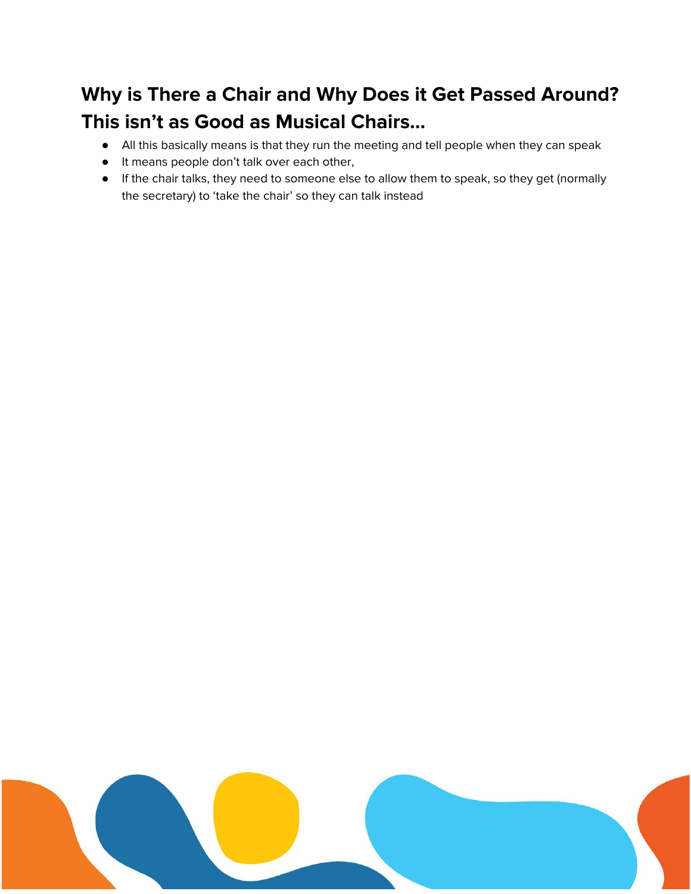## Why is There a Chair and Why Does it Get Passed Around? This isn't as Good as Musical Chairs...

- All this basically means is that they run the meeting and tell people when they can speak
- It means people don't talk over each other,
- If the chair talks, they need to someone else to allow them to speak, so they get (normally the secretary) to 'take the chair' so they can talk instead